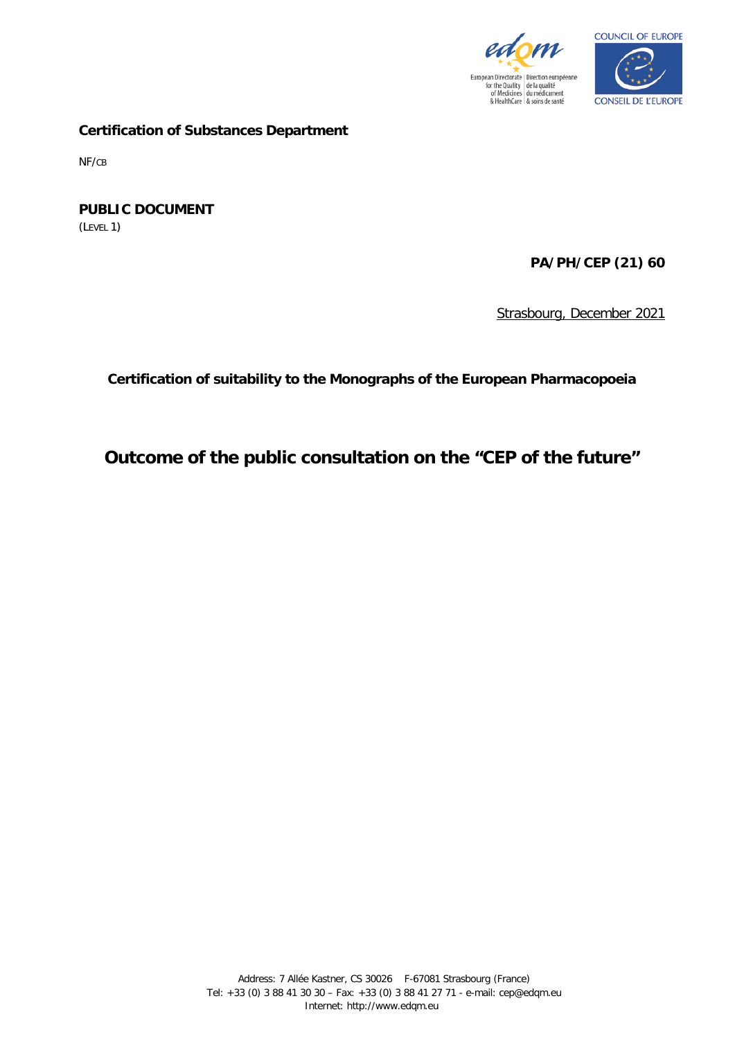**Certification of Substances Department**

NF/CB

**PUBLIC DOCUMENT**
(LEVEL 1)

**PA/PH/CEP (21) 60**

Strasbourg, December 2021

**Certification of suitability to the Monographs of the European Pharmacopoeia**

# Outcome of the public consultation on the "CEP of the future"

Address: 7 Allée Kastner, CS 30026 F-67081 Strasbourg (France)
Tel: +33 (0) 3 88 41 30 30 – Fax: +33 (0) 3 88 41 27 71 - e-mail: cep@edqm.eu
Internet: http://www.edqm.eu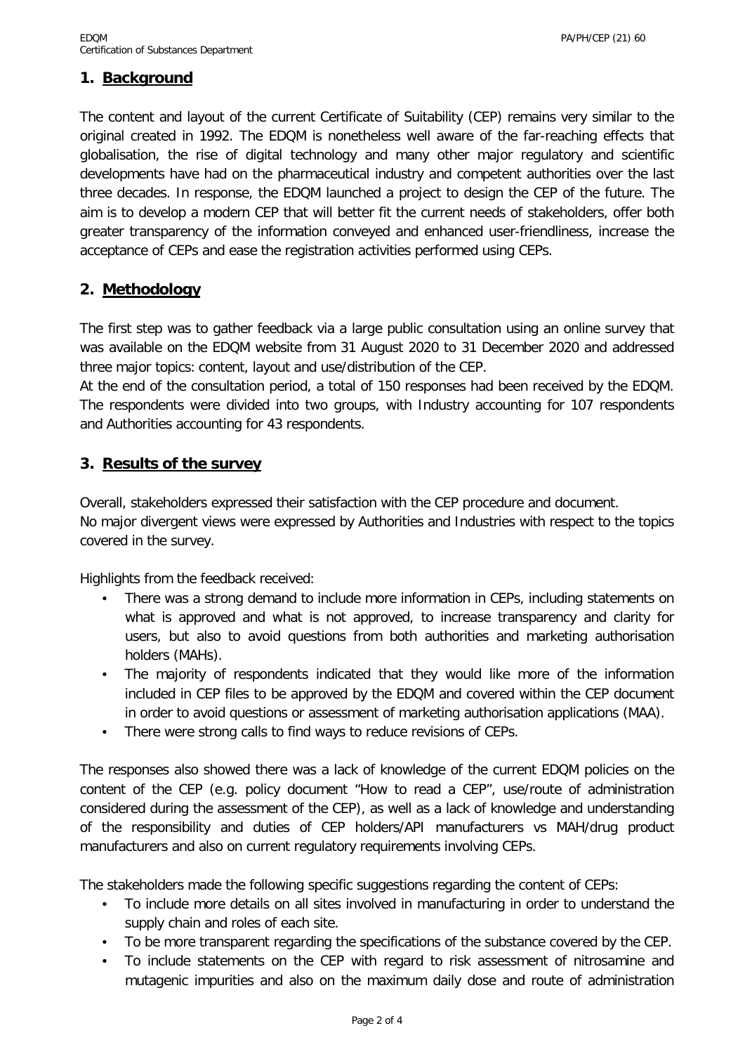## 1. Background

The content and layout of the current Certificate of Suitability (CEP) remains very similar to the original created in 1992. The EDQM is nonetheless well aware of the far-reaching effects that globalisation, the rise of digital technology and many other major regulatory and scientific developments have had on the pharmaceutical industry and competent authorities over the last three decades. In response, the EDQM launched a project to design the CEP of the future. The aim is to develop a modern CEP that will better fit the current needs of stakeholders, offer both greater transparency of the information conveyed and enhanced user-friendliness, increase the acceptance of CEPs and ease the registration activities performed using CEPs.

## 2. Methodology

The first step was to gather feedback via a large public consultation using an online survey that was available on the EDQM website from 31 August 2020 to 31 December 2020 and addressed three major topics: content, layout and use/distribution of the CEP.

At the end of the consultation period, a total of 150 responses had been received by the EDQM. The respondents were divided into two groups, with Industry accounting for 107 respondents and Authorities accounting for 43 respondents.

## 3. Results of the survey

Overall, stakeholders expressed their satisfaction with the CEP procedure and document.
No major divergent views were expressed by Authorities and Industries with respect to the topics covered in the survey.

Highlights from the feedback received:

- There was a strong demand to include more information in CEPs, including statements on what is approved and what is not approved, to increase transparency and clarity for users, but also to avoid questions from both authorities and marketing authorisation holders (MAHs).
- The majority of respondents indicated that they would like more of the information included in CEP files to be approved by the EDQM and covered within the CEP document in order to avoid questions or assessment of marketing authorisation applications (MAA).
- There were strong calls to find ways to reduce revisions of CEPs.

The responses also showed there was a lack of knowledge of the current EDQM policies on the content of the CEP (e.g. policy document "How to read a CEP", use/route of administration considered during the assessment of the CEP), as well as a lack of knowledge and understanding of the responsibility and duties of CEP holders/API manufacturers vs MAH/drug product manufacturers and also on current regulatory requirements involving CEPs.

The stakeholders made the following specific suggestions regarding the content of CEPs:

- To include more details on all sites involved in manufacturing in order to understand the supply chain and roles of each site.
- To be more transparent regarding the specifications of the substance covered by the CEP.
- To include statements on the CEP with regard to risk assessment of nitrosamine and mutagenic impurities and also on the maximum daily dose and route of administration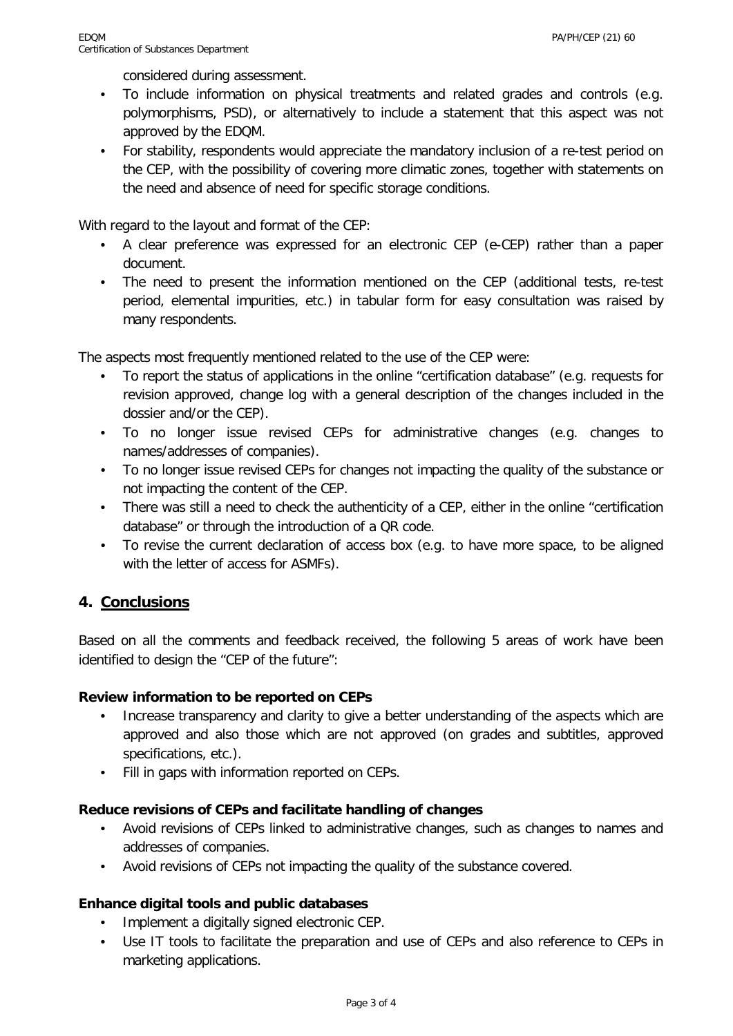considered during assessment.

- To include information on physical treatments and related grades and controls (e.g. polymorphisms, PSD), or alternatively to include a statement that this aspect was not approved by the EDQM.
- For stability, respondents would appreciate the mandatory inclusion of a re-test period on the CEP, with the possibility of covering more climatic zones, together with statements on the need and absence of need for specific storage conditions.

With regard to the layout and format of the CEP:

- A clear preference was expressed for an electronic CEP (e-CEP) rather than a paper document.
- The need to present the information mentioned on the CEP (additional tests, re-test period, elemental impurities, etc.) in tabular form for easy consultation was raised by many respondents.

The aspects most frequently mentioned related to the use of the CEP were:

- To report the status of applications in the online "certification database" (e.g. requests for revision approved, change log with a general description of the changes included in the dossier and/or the CEP).
- To no longer issue revised CEPs for administrative changes (e.g. changes to names/addresses of companies).
- To no longer issue revised CEPs for changes not impacting the quality of the substance or not impacting the content of the CEP.
- There was still a need to check the authenticity of a CEP, either in the online "certification database" or through the introduction of a QR code.
- To revise the current declaration of access box (e.g. to have more space, to be aligned with the letter of access for ASMFs).

## 4. Conclusions

Based on all the comments and feedback received, the following 5 areas of work have been identified to design the "CEP of the future":

**Review information to be reported on CEPs**

- Increase transparency and clarity to give a better understanding of the aspects which are approved and also those which are not approved (on grades and subtitles, approved specifications, etc.).
- Fill in gaps with information reported on CEPs.

**Reduce revisions of CEPs and facilitate handling of changes**

- Avoid revisions of CEPs linked to administrative changes, such as changes to names and addresses of companies.
- Avoid revisions of CEPs not impacting the quality of the substance covered.

**Enhance digital tools and public databases**

- Implement a digitally signed electronic CEP.
- Use IT tools to facilitate the preparation and use of CEPs and also reference to CEPs in marketing applications.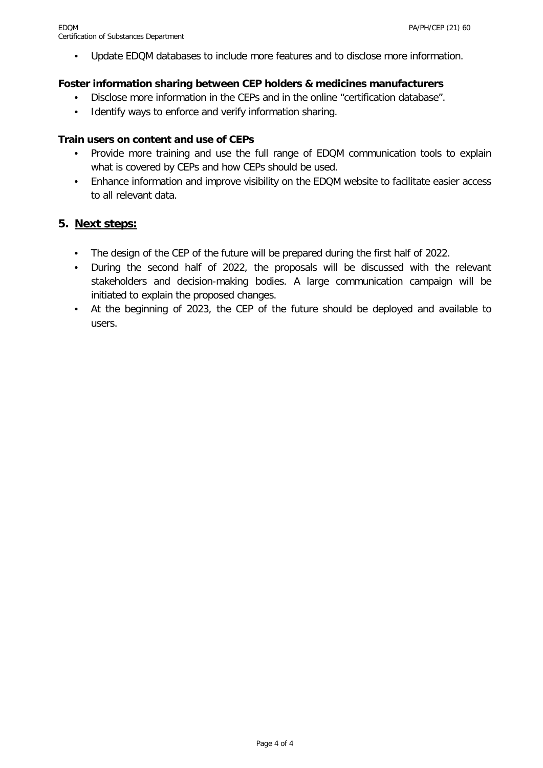- Update EDQM databases to include more features and to disclose more information.

**Foster information sharing between CEP holders & medicines manufacturers**

- Disclose more information in the CEPs and in the online "certification database".
- Identify ways to enforce and verify information sharing.

**Train users on content and use of CEPs**

- Provide more training and use the full range of EDQM communication tools to explain what is covered by CEPs and how CEPs should be used.
- Enhance information and improve visibility on the EDQM website to facilitate easier access to all relevant data.

## 5. Next steps:

- The design of the CEP of the future will be prepared during the first half of 2022.
- During the second half of 2022, the proposals will be discussed with the relevant stakeholders and decision-making bodies. A large communication campaign will be initiated to explain the proposed changes.
- At the beginning of 2023, the CEP of the future should be deployed and available to users.